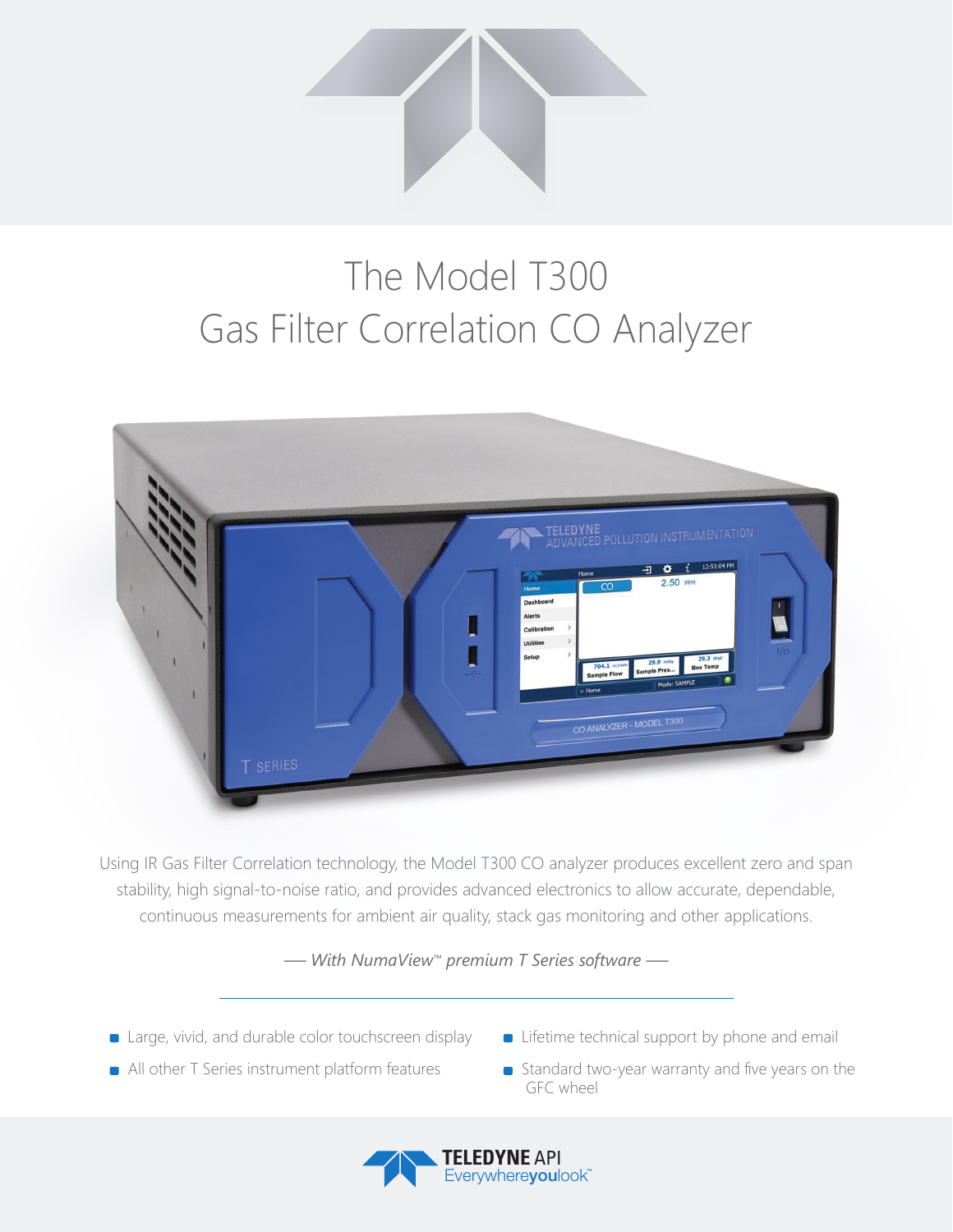# The Model T300
# Gas Filter Correlation CO Analyzer

Using IR Gas Filter Correlation technology, the Model T300 CO analyzer produces excellent zero and span stability, high signal-to-noise ratio, and provides advanced electronics to allow accurate, dependable, continuous measurements for ambient air quality, stack gas monitoring and other applications.

*— With NumaView™ premium T Series software —*

- Large, vivid, and durable color touchscreen display
- All other T Series instrument platform features
- Lifetime technical support by phone and email
- Standard two-year warranty and five years on the GFC wheel

**TELEDYNE** API
Everywhere**you**look™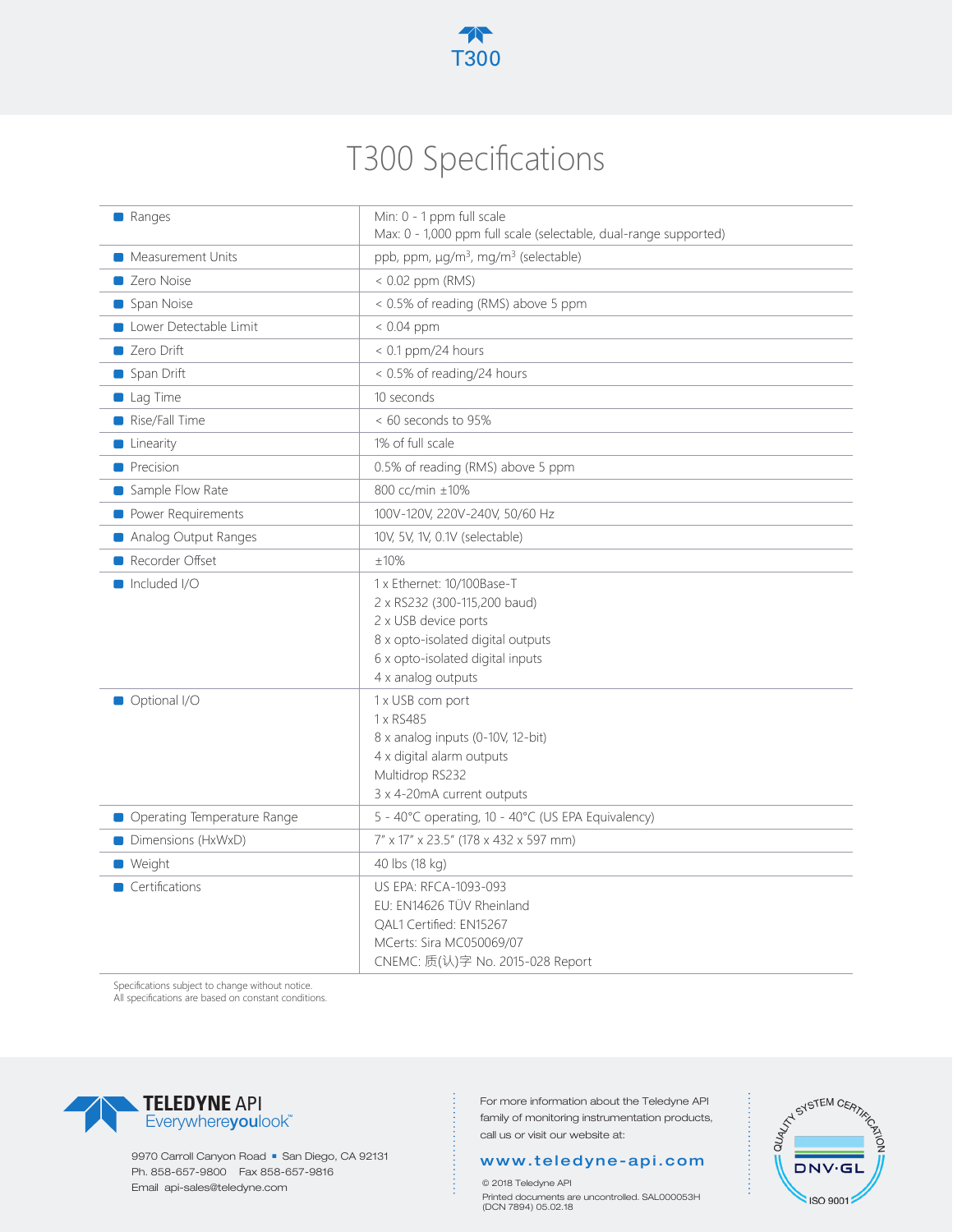# T300 Specifications

| | |
|---|---|
| Ranges | Min: 0 - 1 ppm full scale<br>Max: 0 - 1,000 ppm full scale (selectable, dual-range supported) |
| Measurement Units | ppb, ppm, µg/m$^3$, mg/m$^3$ (selectable) |
| Zero Noise | < 0.02 ppm (RMS) |
| Span Noise | < 0.5% of reading (RMS) above 5 ppm |
| Lower Detectable Limit | < 0.04 ppm |
| Zero Drift | < 0.1 ppm/24 hours |
| Span Drift | < 0.5% of reading/24 hours |
| Lag Time | 10 seconds |
| Rise/Fall Time | < 60 seconds to 95% |
| Linearity | 1% of full scale |
| Precision | 0.5% of reading (RMS) above 5 ppm |
| Sample Flow Rate | 800 cc/min ±10% |
| Power Requirements | 100V-120V, 220V-240V, 50/60 Hz |
| Analog Output Ranges | 10V, 5V, 1V, 0.1V (selectable) |
| Recorder Offset | ±10% |
| Included I/O | 1 x Ethernet: 10/100Base-T<br>2 x RS232 (300-115,200 baud)<br>2 x USB device ports<br>8 x opto-isolated digital outputs<br>6 x opto-isolated digital inputs<br>4 x analog outputs |
| Optional I/O | 1 x USB com port<br>1 x RS485<br>8 x analog inputs (0-10V, 12-bit)<br>4 x digital alarm outputs<br>Multidrop RS232<br>3 x 4-20mA current outputs |
| Operating Temperature Range | 5 - 40°C operating, 10 - 40°C (US EPA Equivalency) |
| Dimensions (HxWxD) | 7" x 17" x 23.5" (178 x 432 x 597 mm) |
| Weight | 40 lbs (18 kg) |
| Certifications | US EPA: RFCA-1093-093<br>EU: EN14626 TÜV Rheinland<br>QAL1 Certified: EN15267<br>MCerts: Sira MC050069/07<br>CNEMC: 质(认)字 No. 2015-028 Report |

Specifications subject to change without notice.
All specifications are based on constant conditions.

TELEDYNE API
Everywhereyoulook™

9970 Carroll Canyon Road ▪ San Diego, CA 92131
Ph. 858-657-9800 Fax 858-657-9816
Email api-sales@teledyne.com

For more information about the Teledyne API family of monitoring instrumentation products, call us or visit our website at:

www.teledyne-api.com

© 2018 Teledyne API
Printed documents are uncontrolled. SAL000053H
(DCN 7894) 05.02.18

QUALITY SYSTEM CERTIFICATION
DNV·GL
ISO 9001